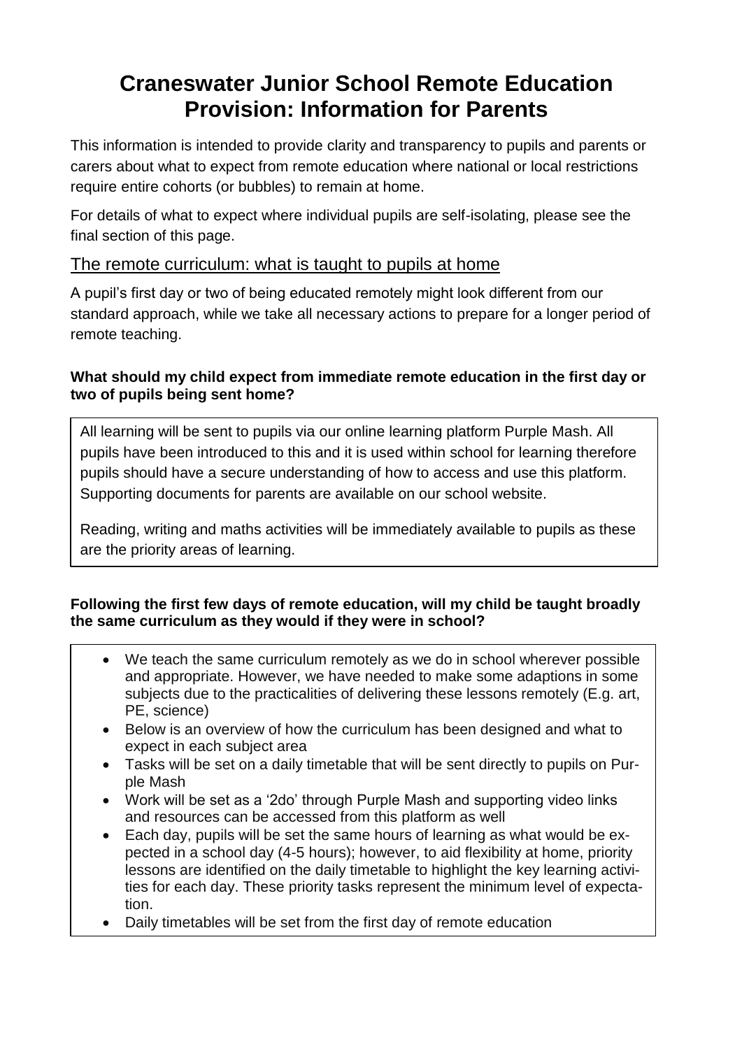# Craneswater Junior School Remote Education Provision: Information for Parents

This information is intended to provide clarity and transparency to pupils and parents or carers about what to expect from remote education where national or local restrictions require entire cohorts (or bubbles) to remain at home.

For details of what to expect where individual pupils are self-isolating, please see the final section of this page.

## The remote curriculum: what is taught to pupils at home

A pupil's first day or two of being educated remotely might look different from our standard approach, while we take all necessary actions to prepare for a longer period of remote teaching.

**What should my child expect from immediate remote education in the first day or two of pupils being sent home?**

All learning will be sent to pupils via our online learning platform Purple Mash. All pupils have been introduced to this and it is used within school for learning therefore pupils should have a secure understanding of how to access and use this platform. Supporting documents for parents are available on our school website.

Reading, writing and maths activities will be immediately available to pupils as these are the priority areas of learning.

**Following the first few days of remote education, will my child be taught broadly the same curriculum as they would if they were in school?**

- We teach the same curriculum remotely as we do in school wherever possible and appropriate. However, we have needed to make some adaptions in some subjects due to the practicalities of delivering these lessons remotely (E.g. art, PE, science)
- Below is an overview of how the curriculum has been designed and what to expect in each subject area
- Tasks will be set on a daily timetable that will be sent directly to pupils on Purple Mash
- Work will be set as a '2do' through Purple Mash and supporting video links and resources can be accessed from this platform as well
- Each day, pupils will be set the same hours of learning as what would be expected in a school day (4-5 hours); however, to aid flexibility at home, priority lessons are identified on the daily timetable to highlight the key learning activities for each day. These priority tasks represent the minimum level of expectation.
- Daily timetables will be set from the first day of remote education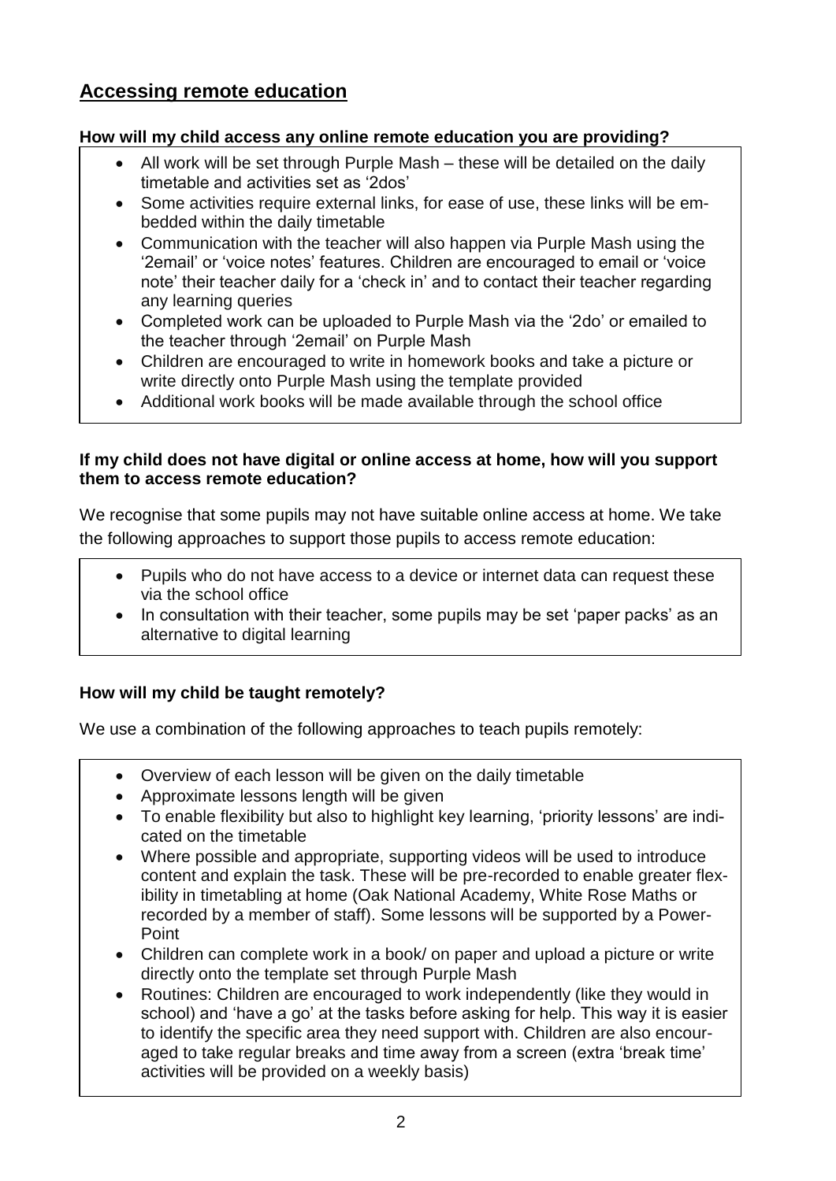## Accessing remote education

### How will my child access any online remote education you are providing?

- All work will be set through Purple Mash – these will be detailed on the daily timetable and activities set as '2dos'
- Some activities require external links, for ease of use, these links will be embedded within the daily timetable
- Communication with the teacher will also happen via Purple Mash using the '2email' or 'voice notes' features. Children are encouraged to email or 'voice note' their teacher daily for a 'check in' and to contact their teacher regarding any learning queries
- Completed work can be uploaded to Purple Mash via the '2do' or emailed to the teacher through '2email' on Purple Mash
- Children are encouraged to write in homework books and take a picture or write directly onto Purple Mash using the template provided
- Additional work books will be made available through the school office

### If my child does not have digital or online access at home, how will you support them to access remote education?

We recognise that some pupils may not have suitable online access at home. We take the following approaches to support those pupils to access remote education:

- Pupils who do not have access to a device or internet data can request these via the school office
- In consultation with their teacher, some pupils may be set 'paper packs' as an alternative to digital learning

### How will my child be taught remotely?

We use a combination of the following approaches to teach pupils remotely:

- Overview of each lesson will be given on the daily timetable
- Approximate lessons length will be given
- To enable flexibility but also to highlight key learning, 'priority lessons' are indicated on the timetable
- Where possible and appropriate, supporting videos will be used to introduce content and explain the task. These will be pre-recorded to enable greater flexibility in timetabling at home (Oak National Academy, White Rose Maths or recorded by a member of staff). Some lessons will be supported by a PowerPoint
- Children can complete work in a book/ on paper and upload a picture or write directly onto the template set through Purple Mash
- Routines: Children are encouraged to work independently (like they would in school) and 'have a go' at the tasks before asking for help. This way it is easier to identify the specific area they need support with. Children are also encouraged to take regular breaks and time away from a screen (extra 'break time' activities will be provided on a weekly basis)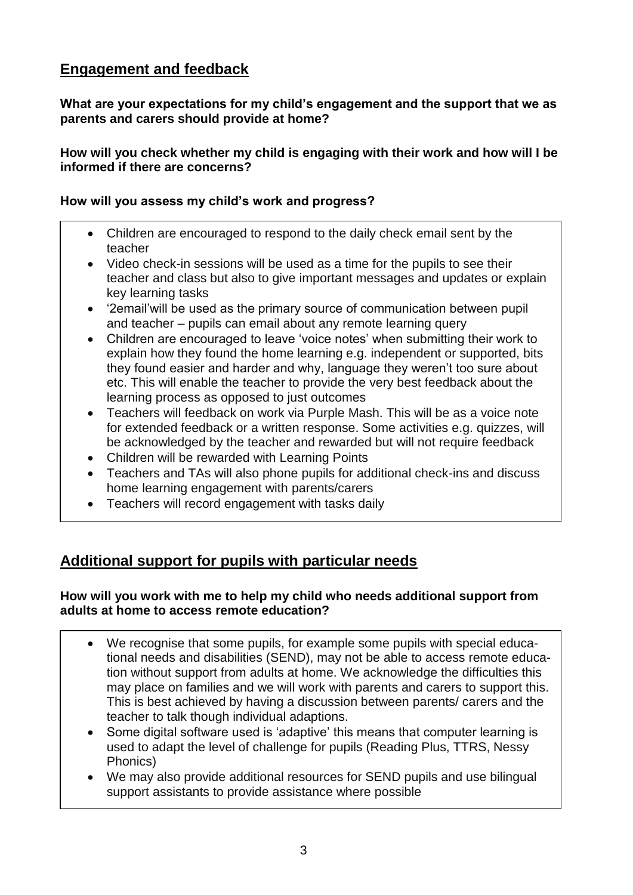## Engagement and feedback

**What are your expectations for my child's engagement and the support that we as parents and carers should provide at home?**

**How will you check whether my child is engaging with their work and how will I be informed if there are concerns?**

**How will you assess my child's work and progress?**

- Children are encouraged to respond to the daily check email sent by the teacher
- Video check-in sessions will be used as a time for the pupils to see their teacher and class but also to give important messages and updates or explain key learning tasks
- '2email'will be used as the primary source of communication between pupil and teacher – pupils can email about any remote learning query
- Children are encouraged to leave 'voice notes' when submitting their work to explain how they found the home learning e.g. independent or supported, bits they found easier and harder and why, language they weren't too sure about etc. This will enable the teacher to provide the very best feedback about the learning process as opposed to just outcomes
- Teachers will feedback on work via Purple Mash. This will be as a voice note for extended feedback or a written response. Some activities e.g. quizzes, will be acknowledged by the teacher and rewarded but will not require feedback
- Children will be rewarded with Learning Points
- Teachers and TAs will also phone pupils for additional check-ins and discuss home learning engagement with parents/carers
- Teachers will record engagement with tasks daily

## Additional support for pupils with particular needs

**How will you work with me to help my child who needs additional support from adults at home to access remote education?**

- We recognise that some pupils, for example some pupils with special educational needs and disabilities (SEND), may not be able to access remote education without support from adults at home. We acknowledge the difficulties this may place on families and we will work with parents and carers to support this. This is best achieved by having a discussion between parents/ carers and the teacher to talk though individual adaptions.
- Some digital software used is 'adaptive' this means that computer learning is used to adapt the level of challenge for pupils (Reading Plus, TTRS, Nessy Phonics)
- We may also provide additional resources for SEND pupils and use bilingual support assistants to provide assistance where possible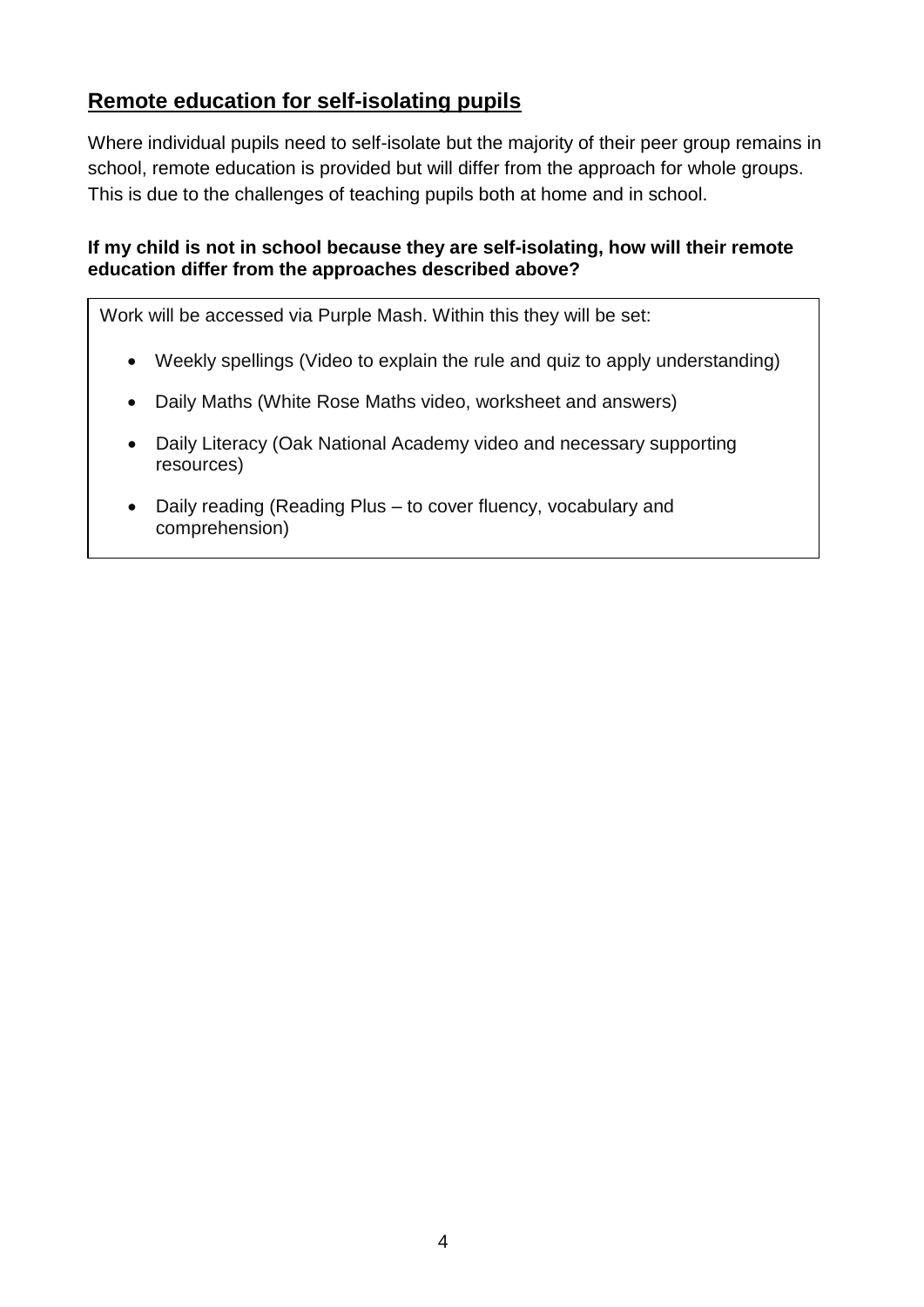## Remote education for self-isolating pupils

Where individual pupils need to self-isolate but the majority of their peer group remains in school, remote education is provided but will differ from the approach for whole groups. This is due to the challenges of teaching pupils both at home and in school.

**If my child is not in school because they are self-isolating, how will their remote education differ from the approaches described above?**

Work will be accessed via Purple Mash. Within this they will be set:

- Weekly spellings (Video to explain the rule and quiz to apply understanding)
- Daily Maths (White Rose Maths video, worksheet and answers)
- Daily Literacy (Oak National Academy video and necessary supporting resources)
- Daily reading (Reading Plus – to cover fluency, vocabulary and comprehension)